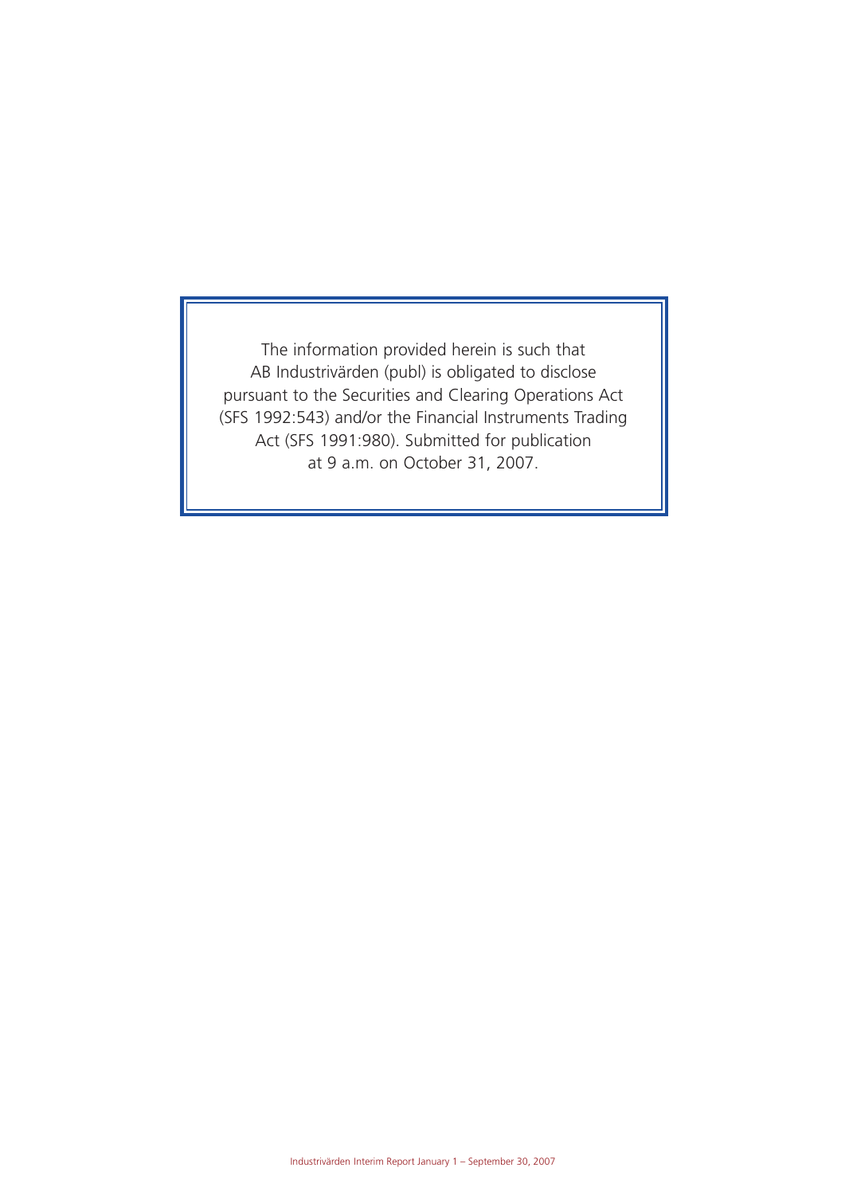The information provided herein is such that AB Industrivärden (publ) is obligated to disclose pursuant to the Securities and Clearing Operations Act (SFS 1992:543) and/or the Financial Instruments Trading Act (SFS 1991:980). Submitted for publication at 9 a.m. on October 31, 2007.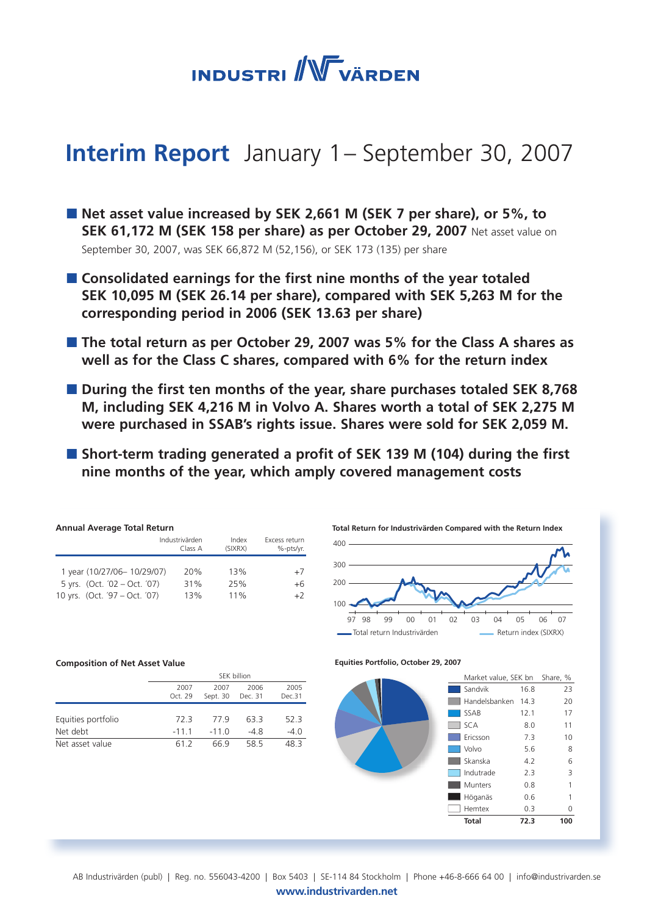# INDUSTRI VÄRDEN

# Interim Report January 1 – September 30, 2007

- **Net asset value increased by SEK 2,661 M (SEK 7 per share), or 5%, to SEK 61,172 M (SEK 158 per share) as per October 29, 2007** Net asset value on September 30, 2007, was SEK 66,872 M (52,156), or SEK 173 (135) per share
- **Consolidated earnings for the first nine months of the year totaled SEK 10,095 M (SEK 26.14 per share), compared with SEK 5,263 M for the corresponding period in 2006 (SEK 13.63 per share)**
- **The total return as per October 29, 2007 was 5% for the Class A shares as well as for the Class C shares, compared with 6% for the return index**
- **During the first ten months of the year, share purchases totaled SEK 8,768 M, including SEK 4,216 M in Volvo A. Shares worth a total of SEK 2,275 M were purchased in SSAB's rights issue. Shares were sold for SEK 2,059 M.**
- **Short-term trading generated a profit of SEK 139 M (104) during the first nine months of the year, which amply covered management costs**

**Annual Average Total Return**

| | Industrivärden Class A | Index (SIXRX) | Excess return %-pts/yr. |
|---|---|---|---|
| 1 year (10/27/06– 10/29/07) | 20% | 13% | +7 |
| 5 yrs. (Oct. ´02 – Oct. ´07) | 31% | 25% | +6 |
| 10 yrs. (Oct. ´97 – Oct. ´07) | 13% | 11% | +2 |

**Total Return for Industrivärden Compared with the Return Index**

Total return Industrivärden — Return index (SIXRX)

**Composition of Net Asset Value**

| SEK billion | 2007 Oct. 29 | 2007 Sept. 30 | 2006 Dec. 31 | 2005 Dec.31 |
|---|---|---|---|---|
| Equities portfolio | 72.3 | 77.9 | 63.3 | 52.3 |
| Net debt | -11.1 | -11.0 | -4.8 | -4.0 |
| Net asset value | 61.2 | 66.9 | 58.5 | 48.3 |

**Equities Portfolio, October 29, 2007**

| | Market value, SEK bn | Share, % |
|---|---|---|
| Sandvik | 16.8 | 23 |
| Handelsbanken | 14.3 | 20 |
| SSAB | 12.1 | 17 |
| SCA | 8.0 | 11 |
| Ericsson | 7.3 | 10 |
| Volvo | 5.6 | 8 |
| Skanska | 4.2 | 6 |
| Indutrade | 2.3 | 3 |
| Munters | 0.8 | 1 |
| Höganäs | 0.6 | 1 |
| Hemtex | 0.3 | 0 |
| **Total** | **72.3** | **100** |

AB Industrivärden (publ) | Reg. no. 556043-4200 | Box 5403 | SE-114 84 Stockholm | Phone +46-8-666 64 00 | info@industrivarden.se

www.industrivarden.net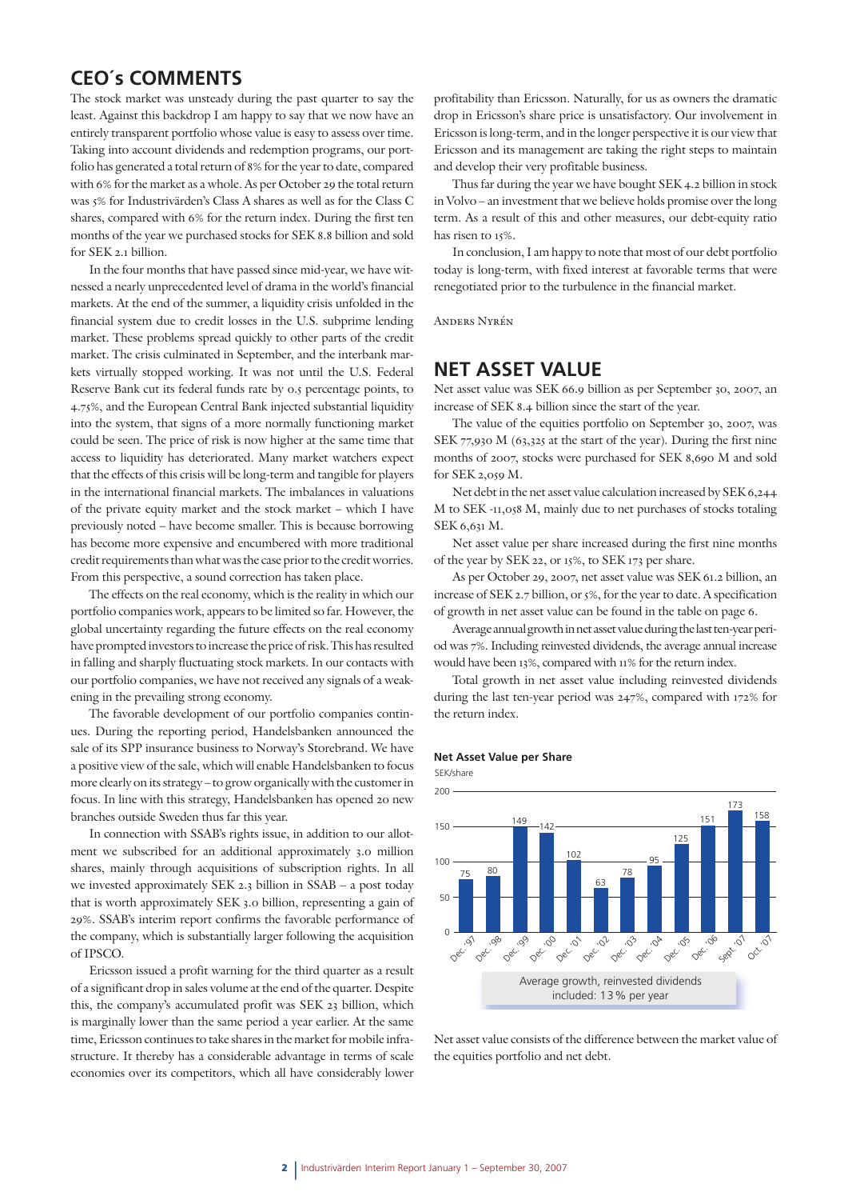## CEO´s COMMENTS

The stock market was unsteady during the past quarter to say the least. Against this backdrop I am happy to say that we now have an entirely transparent portfolio whose value is easy to assess over time. Taking into account dividends and redemption programs, our portfolio has generated a total return of 8% for the year to date, compared with 6% for the market as a whole. As per October 29 the total return was 5% for Industrivärden's Class A shares as well as for the Class C shares, compared with 6% for the return index. During the first ten months of the year we purchased stocks for SEK 8.8 billion and sold for SEK 2.1 billion.

In the four months that have passed since mid-year, we have witnessed a nearly unprecedented level of drama in the world's financial markets. At the end of the summer, a liquidity crisis unfolded in the financial system due to credit losses in the U.S. subprime lending market. These problems spread quickly to other parts of the credit market. The crisis culminated in September, and the interbank markets virtually stopped working. It was not until the U.S. Federal Reserve Bank cut its federal funds rate by 0.5 percentage points, to 4.75%, and the European Central Bank injected substantial liquidity into the system, that signs of a more normally functioning market could be seen. The price of risk is now higher at the same time that access to liquidity has deteriorated. Many market watchers expect that the effects of this crisis will be long-term and tangible for players in the international financial markets. The imbalances in valuations of the private equity market and the stock market – which I have previously noted – have become smaller. This is because borrowing has become more expensive and encumbered with more traditional credit requirements than what was the case prior to the credit worries. From this perspective, a sound correction has taken place.

The effects on the real economy, which is the reality in which our portfolio companies work, appears to be limited so far. However, the global uncertainty regarding the future effects on the real economy have prompted investors to increase the price of risk. This has resulted in falling and sharply fluctuating stock markets. In our contacts with our portfolio companies, we have not received any signals of a weakening in the prevailing strong economy.

The favorable development of our portfolio companies continues. During the reporting period, Handelsbanken announced the sale of its SPP insurance business to Norway's Storebrand. We have a positive view of the sale, which will enable Handelsbanken to focus more clearly on its strategy – to grow organically with the customer in focus. In line with this strategy, Handelsbanken has opened 20 new branches outside Sweden thus far this year.

In connection with SSAB's rights issue, in addition to our allotment we subscribed for an additional approximately 3.0 million shares, mainly through acquisitions of subscription rights. In all we invested approximately SEK 2.3 billion in SSAB – a post today that is worth approximately SEK 3.0 billion, representing a gain of 29%. SSAB's interim report confirms the favorable performance of the company, which is substantially larger following the acquisition of IPSCO.

Ericsson issued a profit warning for the third quarter as a result of a significant drop in sales volume at the end of the quarter. Despite this, the company's accumulated profit was SEK 23 billion, which is marginally lower than the same period a year earlier. At the same time, Ericsson continues to take shares in the market for mobile infrastructure. It thereby has a considerable advantage in terms of scale economies over its competitors, which all have considerably lower profitability than Ericsson. Naturally, for us as owners the dramatic drop in Ericsson's share price is unsatisfactory. Our involvement in Ericsson is long-term, and in the longer perspective it is our view that Ericsson and its management are taking the right steps to maintain and develop their very profitable business.

Thus far during the year we have bought SEK 4.2 billion in stock in Volvo – an investment that we believe holds promise over the long term. As a result of this and other measures, our debt-equity ratio has risen to 15%.

In conclusion, I am happy to note that most of our debt portfolio today is long-term, with fixed interest at favorable terms that were renegotiated prior to the turbulence in the financial market.

Anders Nyrén

## NET ASSET VALUE

Net asset value was SEK 66.9 billion as per September 30, 2007, an increase of SEK 8.4 billion since the start of the year.

The value of the equities portfolio on September 30, 2007, was SEK 77,930 M (63,325 at the start of the year). During the first nine months of 2007, stocks were purchased for SEK 8,690 M and sold for SEK 2,059 M.

Net debt in the net asset value calculation increased by SEK 6,244 M to SEK -11,058 M, mainly due to net purchases of stocks totaling SEK 6,631 M.

Net asset value per share increased during the first nine months of the year by SEK 22, or 15%, to SEK 173 per share.

As per October 29, 2007, net asset value was SEK 61.2 billion, an increase of SEK 2.7 billion, or 5%, for the year to date. A specification of growth in net asset value can be found in the table on page 6.

Average annual growth in net asset value during the last ten-year period was 7%. Including reinvested dividends, the average annual increase would have been 13%, compared with 11% for the return index.

Total growth in net asset value including reinvested dividends during the last ten-year period was 247%, compared with 172% for the return index.

**Net Asset Value per Share**

SEK/share

| Dec. '97 | Dec. '98 | Dec. '99 | Dec. '00 | Dec. '01 | Dec. '02 | Dec. '03 | Dec. '04 | Dec. '05 | Dec. '06 | Sept. '07 | Oct. '07 |
|---|---|---|---|---|---|---|---|---|---|---|---|
| 75 | 80 | 149 | 142 | 102 | 63 | 78 | 95 | 125 | 151 | 173 | 158 |

Average growth, reinvested dividends included: 13% per year

Net asset value consists of the difference between the market value of the equities portfolio and net debt.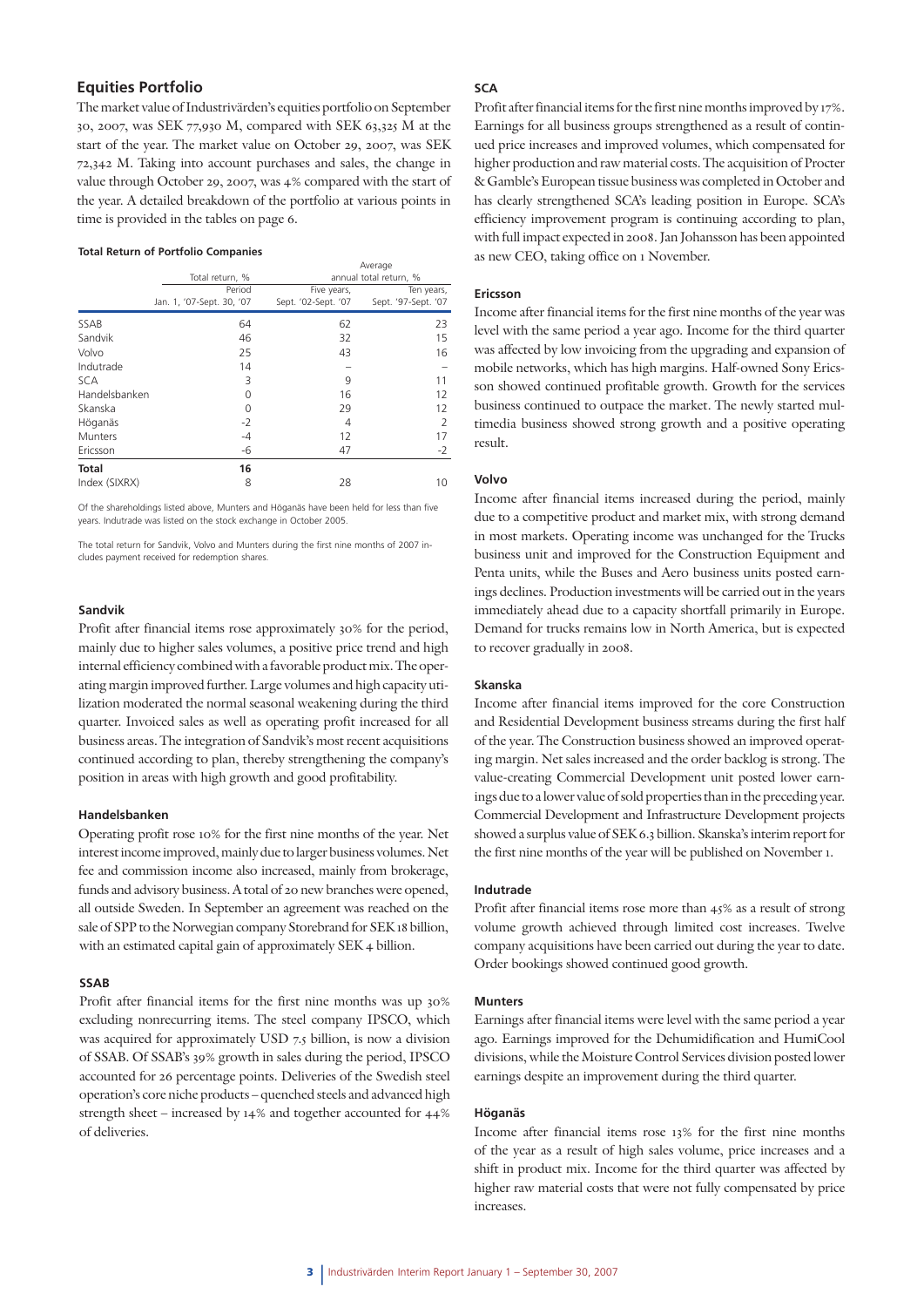## Equities Portfolio

The market value of Industrivärden's equities portfolio on September 30, 2007, was SEK 77,930 M, compared with SEK 63,325 M at the start of the year. The market value on October 29, 2007, was SEK 72,342 M. Taking into account purchases and sales, the change in value through October 29, 2007, was 4% compared with the start of the year. A detailed breakdown of the portfolio at various points in time is provided in the tables on page 6.

**Total Return of Portfolio Companies**

| | Total return, % | Average annual total return, % | |
|---|---|---|---|
| | Period Jan. 1, '07-Sept. 30, '07 | Five years, Sept. '02-Sept. '07 | Ten years, Sept. '97-Sept. '07 |
| SSAB | 64 | 62 | 23 |
| Sandvik | 46 | 32 | 15 |
| Volvo | 25 | 43 | 16 |
| Indutrade | 14 | – | – |
| SCA | 3 | 9 | 11 |
| Handelsbanken | 0 | 16 | 12 |
| Skanska | 0 | 29 | 12 |
| Höganäs | -2 | 4 | 2 |
| Munters | -4 | 12 | 17 |
| Ericsson | -6 | 47 | -2 |
| **Total** | **16** | | |
| Index (SIXRX) | 8 | 28 | 10 |

Of the shareholdings listed above, Munters and Höganäs have been held for less than five years. Indutrade was listed on the stock exchange in October 2005.

The total return for Sandvik, Volvo and Munters during the first nine months of 2007 includes payment received for redemption shares.

### Sandvik

Profit after financial items rose approximately 30% for the period, mainly due to higher sales volumes, a positive price trend and high internal efficiency combined with a favorable product mix. The operating margin improved further. Large volumes and high capacity utilization moderated the normal seasonal weakening during the third quarter. Invoiced sales as well as operating profit increased for all business areas. The integration of Sandvik's most recent acquisitions continued according to plan, thereby strengthening the company's position in areas with high growth and good profitability.

### Handelsbanken

Operating profit rose 10% for the first nine months of the year. Net interest income improved, mainly due to larger business volumes. Net fee and commission income also increased, mainly from brokerage, funds and advisory business. A total of 20 new branches were opened, all outside Sweden. In September an agreement was reached on the sale of SPP to the Norwegian company Storebrand for SEK 18 billion, with an estimated capital gain of approximately SEK 4 billion.

### SSAB

Profit after financial items for the first nine months was up 30% excluding nonrecurring items. The steel company IPSCO, which was acquired for approximately USD 7.5 billion, is now a division of SSAB. Of SSAB's 39% growth in sales during the period, IPSCO accounted for 26 percentage points. Deliveries of the Swedish steel operation's core niche products – quenched steels and advanced high strength sheet – increased by 14% and together accounted for 44% of deliveries.

### SCA

Profit after financial items for the first nine months improved by 17%. Earnings for all business groups strengthened as a result of continued price increases and improved volumes, which compensated for higher production and raw material costs. The acquisition of Procter & Gamble's European tissue business was completed in October and has clearly strengthened SCA's leading position in Europe. SCA's efficiency improvement program is continuing according to plan, with full impact expected in 2008. Jan Johansson has been appointed as new CEO, taking office on 1 November.

### Ericsson

Income after financial items for the first nine months of the year was level with the same period a year ago. Income for the third quarter was affected by low invoicing from the upgrading and expansion of mobile networks, which has high margins. Half-owned Sony Ericsson showed continued profitable growth. Growth for the services business continued to outpace the market. The newly started multimedia business showed strong growth and a positive operating result.

### Volvo

Income after financial items increased during the period, mainly due to a competitive product and market mix, with strong demand in most markets. Operating income was unchanged for the Trucks business unit and improved for the Construction Equipment and Penta units, while the Buses and Aero business units posted earnings declines. Production investments will be carried out in the years immediately ahead due to a capacity shortfall primarily in Europe. Demand for trucks remains low in North America, but is expected to recover gradually in 2008.

### Skanska

Income after financial items improved for the core Construction and Residential Development business streams during the first half of the year. The Construction business showed an improved operating margin. Net sales increased and the order backlog is strong. The value-creating Commercial Development unit posted lower earnings due to a lower value of sold properties than in the preceding year. Commercial Development and Infrastructure Development projects showed a surplus value of SEK 6.3 billion. Skanska's interim report for the first nine months of the year will be published on November 1.

### Indutrade

Profit after financial items rose more than 45% as a result of strong volume growth achieved through limited cost increases. Twelve company acquisitions have been carried out during the year to date. Order bookings showed continued good growth.

### Munters

Earnings after financial items were level with the same period a year ago. Earnings improved for the Dehumidification and HumiCool divisions, while the Moisture Control Services division posted lower earnings despite an improvement during the third quarter.

### Höganäs

Income after financial items rose 13% for the first nine months of the year as a result of high sales volume, price increases and a shift in product mix. Income for the third quarter was affected by higher raw material costs that were not fully compensated by price increases.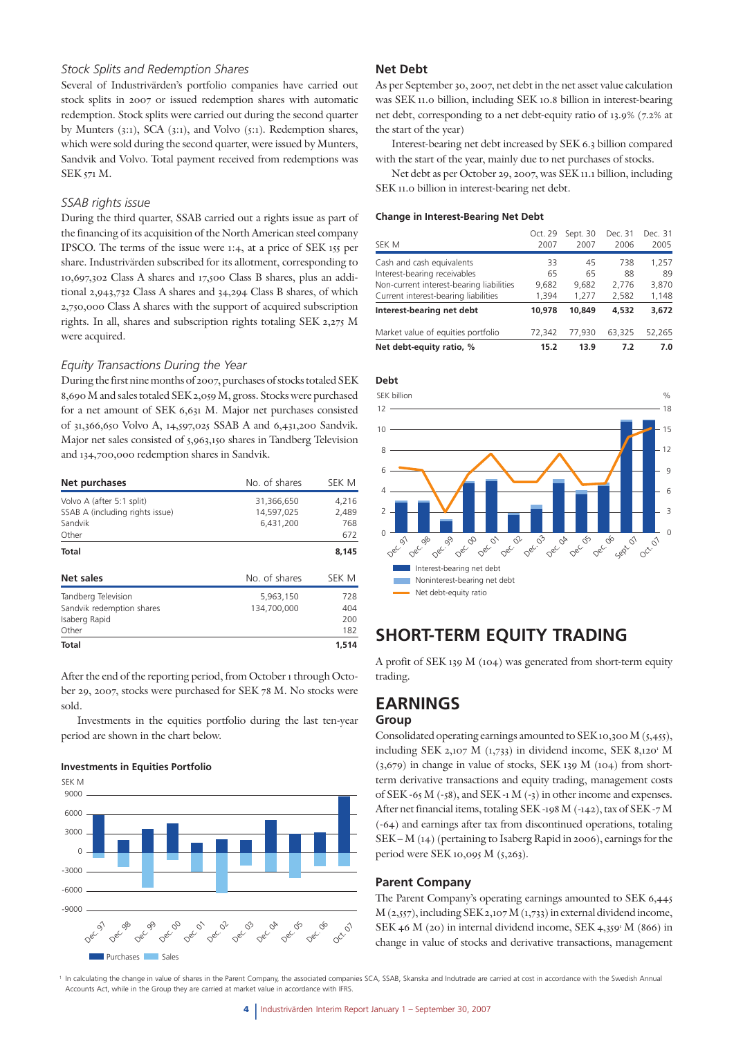### *Stock Splits and Redemption Shares*

Several of Industrivärden's portfolio companies have carried out stock splits in 2007 or issued redemption shares with automatic redemption. Stock splits were carried out during the second quarter by Munters (3:1), SCA (3:1), and Volvo (5:1). Redemption shares, which were sold during the second quarter, were issued by Munters, Sandvik and Volvo. Total payment received from redemptions was SEK 571 M.

### *SSAB rights issue*

During the third quarter, SSAB carried out a rights issue as part of the financing of its acquisition of the North American steel company IPSCO. The terms of the issue were 1:4, at a price of SEK 155 per share. Industrivärden subscribed for its allotment, corresponding to 10,697,302 Class A shares and 17,500 Class B shares, plus an additional 2,943,732 Class A shares and 34,294 Class B shares, of which 2,750,000 Class A shares with the support of acquired subscription rights. In all, shares and subscription rights totaling SEK 2,275 M were acquired.

### *Equity Transactions During the Year*

During the first nine months of 2007, purchases of stocks totaled SEK 8,690 M and sales totaled SEK 2,059 M, gross. Stocks were purchased for a net amount of SEK 6,631 M. Major net purchases consisted of 31,366,650 Volvo A, 14,597,025 SSAB A and 6,431,200 Sandvik. Major net sales consisted of 5,963,150 shares in Tandberg Television and 134,700,000 redemption shares in Sandvik.

| Net purchases | No. of shares | SEK M |
|---|---|---|
| Volvo A (after 5:1 split) | 31,366,650 | 4,216 |
| SSAB A (including rights issue) | 14,597,025 | 2,489 |
| Sandvik | 6,431,200 | 768 |
| Other | | 672 |
| **Total** | | **8,145** |

| Net sales | No. of shares | SEK M |
|---|---|---|
| Tandberg Television | 5,963,150 | 728 |
| Sandvik redemption shares | 134,700,000 | 404 |
| Isaberg Rapid | | 200 |
| Other | | 182 |
| **Total** | | **1,514** |

After the end of the reporting period, from October 1 through October 29, 2007, stocks were purchased for SEK 78 M. No stocks were sold.

Investments in the equities portfolio during the last ten-year period are shown in the chart below.

#### Investments in Equities Portfolio

## Net Debt

As per September 30, 2007, net debt in the net asset value calculation was SEK 11.0 billion, including SEK 10.8 billion in interest-bearing net debt, corresponding to a net debt-equity ratio of 13.9% (7.2% at the start of the year)

Interest-bearing net debt increased by SEK 6.3 billion compared with the start of the year, mainly due to net purchases of stocks.

Net debt as per October 29, 2007, was SEK 11.1 billion, including SEK 11.0 billion in interest-bearing net debt.

#### Change in Interest-Bearing Net Debt

| SEK M | Oct. 29 2007 | Sept. 30 2007 | Dec. 31 2006 | Dec. 31 2005 |
|---|---|---|---|---|
| Cash and cash equivalents | 33 | 45 | 738 | 1,257 |
| Interest-bearing receivables | 65 | 65 | 88 | 89 |
| Non-current interest-bearing liabilities | 9,682 | 9,682 | 2,776 | 3,870 |
| Current interest-bearing liabilities | 1,394 | 1,277 | 2,582 | 1,148 |
| **Interest-bearing net debt** | **10,978** | **10,849** | **4,532** | **3,672** |
| Market value of equities portfolio | 72,342 | 77,930 | 63,325 | 52,265 |
| **Net debt-equity ratio, %** | **15.2** | **13.9** | **7.2** | **7.0** |

#### Debt

# SHORT-TERM EQUITY TRADING

A profit of SEK 139 M (104) was generated from short-term equity trading.

# EARNINGS

### Group

Consolidated operating earnings amounted to SEK 10,300 M (5,455), including SEK 2,107 M (1,733) in dividend income, SEK 8,120[1] M (3,679) in change in value of stocks, SEK 139 M (104) from short-term derivative transactions and equity trading, management costs of SEK -65 M (-58), and SEK -1 M (-3) in other income and expenses. After net financial items, totaling SEK -198 M (-142), tax of SEK -7 M (-64) and earnings after tax from discontinued operations, totaling SEK – M (14) (pertaining to Isaberg Rapid in 2006), earnings for the period were SEK 10,095 M (5,263).

### Parent Company

The Parent Company's operating earnings amounted to SEK 6,445 M (2,557), including SEK 2,107 M (1,733) in external dividend income, SEK 46 M (20) in internal dividend income, SEK 4,359[1] M (866) in change in value of stocks and derivative transactions, management

[1] In calculating the change in value of shares in the Parent Company, the associated companies SCA, SSAB, Skanska and Indutrade are carried at cost in accordance with the Swedish Annual Accounts Act, while in the Group they are carried at market value in accordance with IFRS.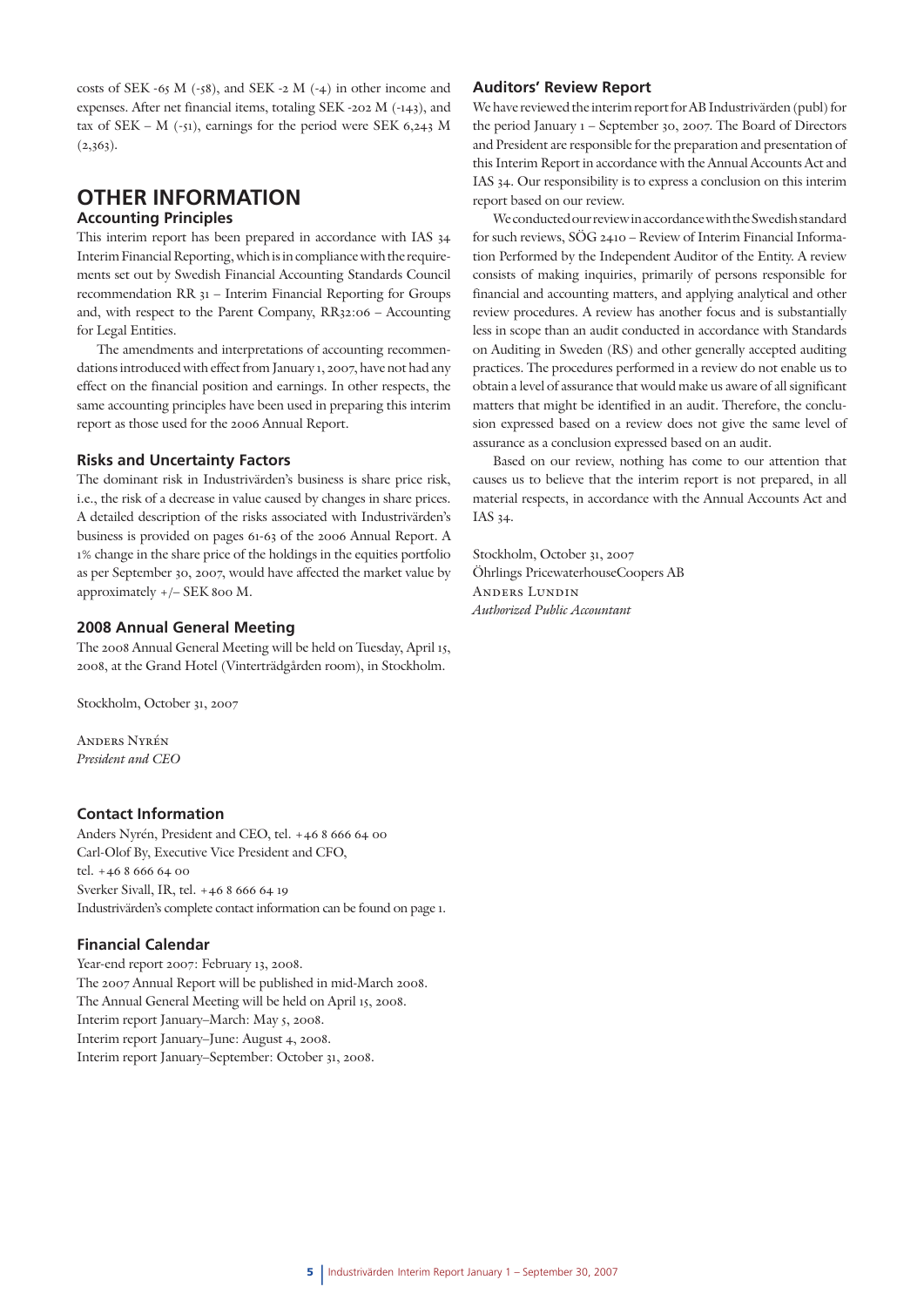costs of SEK -65 M (-58), and SEK -2 M (-4) in other income and expenses. After net financial items, totaling SEK -202 M (-143), and tax of SEK – M (-51), earnings for the period were SEK 6,243 M (2,363).

# OTHER INFORMATION

## Accounting Principles

This interim report has been prepared in accordance with IAS 34 Interim Financial Reporting, which is in compliance with the requirements set out by Swedish Financial Accounting Standards Council recommendation RR 31 – Interim Financial Reporting for Groups and, with respect to the Parent Company, RR32:06 – Accounting for Legal Entities.

The amendments and interpretations of accounting recommendations introduced with effect from January 1, 2007, have not had any effect on the financial position and earnings. In other respects, the same accounting principles have been used in preparing this interim report as those used for the 2006 Annual Report.

## Risks and Uncertainty Factors

The dominant risk in Industrivärden's business is share price risk, i.e., the risk of a decrease in value caused by changes in share prices. A detailed description of the risks associated with Industrivärden's business is provided on pages 61-63 of the 2006 Annual Report. A 1% change in the share price of the holdings in the equities portfolio as per September 30, 2007, would have affected the market value by approximately +/– SEK 800 M.

## 2008 Annual General Meeting

The 2008 Annual General Meeting will be held on Tuesday, April 15, 2008, at the Grand Hotel (Vinterträdgården room), in Stockholm.

Stockholm, October 31, 2007

Anders Nyrén
*President and CEO*

## Contact Information

Anders Nyrén, President and CEO, tel. +46 8 666 64 00
Carl-Olof By, Executive Vice President and CFO, tel. +46 8 666 64 00
Sverker Sivall, IR, tel. +46 8 666 64 19
Industrivärden's complete contact information can be found on page 1.

## Financial Calendar

Year-end report 2007: February 13, 2008.
The 2007 Annual Report will be published in mid-March 2008.
The Annual General Meeting will be held on April 15, 2008.
Interim report January–March: May 5, 2008.
Interim report January–June: August 4, 2008.
Interim report January–September: October 31, 2008.

## Auditors' Review Report

We have reviewed the interim report for AB Industrivärden (publ) for the period January 1 – September 30, 2007. The Board of Directors and President are responsible for the preparation and presentation of this Interim Report in accordance with the Annual Accounts Act and IAS 34. Our responsibility is to express a conclusion on this interim report based on our review.

We conducted our review in accordance with the Swedish standard for such reviews, SÖG 2410 – Review of Interim Financial Information Performed by the Independent Auditor of the Entity. A review consists of making inquiries, primarily of persons responsible for financial and accounting matters, and applying analytical and other review procedures. A review has another focus and is substantially less in scope than an audit conducted in accordance with Standards on Auditing in Sweden (RS) and other generally accepted auditing practices. The procedures performed in a review do not enable us to obtain a level of assurance that would make us aware of all significant matters that might be identified in an audit. Therefore, the conclusion expressed based on a review does not give the same level of assurance as a conclusion expressed based on an audit.

Based on our review, nothing has come to our attention that causes us to believe that the interim report is not prepared, in all material respects, in accordance with the Annual Accounts Act and IAS 34.

Stockholm, October 31, 2007
Öhrlings PricewaterhouseCoopers AB
Anders Lundin
*Authorized Public Accountant*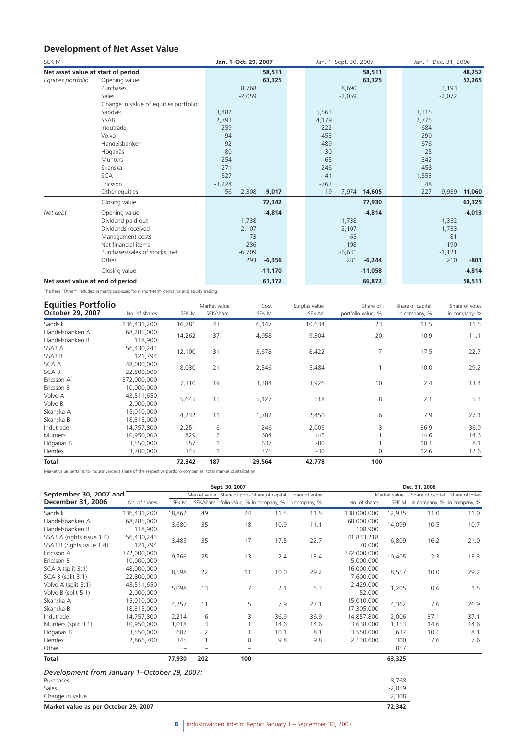## Development of Net Asset Value

| SEK M | | Jan. 1–Oct. 29, 2007 | | | Jan. 1–Sept. 30, 2007 | | | Jan. 1–Dec. 31, 2006 | | |
|---|---|---|---|---|---|---|---|---|---|---|
| **Net asset value at start of period** | | | | **58,511** | | | **58,511** | | | **48,252** |
| *Equities portfolio* | Opening value | | | 63,325 | | | 63,325 | | | 52,265 |
| | Purchases | | 8,768 | | | 8,690 | | | 3,193 | |
| | Sales | | -2,059 | | | -2,059 | | | -2,072 | |
| | Change in value of equities portfolio: | | | | | | | | | |
| | Sandvik | 3,482 | | | 5,563 | | | 3,315 | | |
| | SSAB | 2,793 | | | 4,179 | | | 2,775 | | |
| | Indutrade | 259 | | | 222 | | | 684 | | |
| | Volvo | 94 | | | -453 | | | 290 | | |
| | Handelsbanken | 92 | | | -489 | | | 676 | | |
| | Höganäs | -80 | | | -30 | | | 25 | | |
| | Munters | -254 | | | -65 | | | 342 | | |
| | Skanska | -271 | | | -246 | | | 458 | | |
| | SCA | -527 | | | 41 | | | 1,553 | | |
| | Ericsson | -3,224 | | | -767 | | | 48 | | |
| | Other equities | -56 | 2,308 | 9,017 | 19 | 7,974 | 14,605 | -227 | 9,939 | 11,060 |
| | Closing value | | | 72,342 | | | 77,930 | | | 63,325 |
| *Net debt* | Opening value | | | -4,814 | | | -4,814 | | | -4,013 |
| | Dividend paid out | | -1,738 | | | -1,738 | | | -1,352 | |
| | Dividends received | | 2,107 | | | 2,107 | | | 1,733 | |
| | Management costs | | -73 | | | -65 | | | -81 | |
| | Net financial items | | -236 | | | -198 | | | -190 | |
| | Purchases/sales of stocks, net | | -6,709 | | | -6,631 | | | -1,121 | |
| | Other | | 293 | -6,356 | | 281 | -6,244 | | 210 | -801 |
| | Closing value | | | -11,170 | | | -11,058 | | | -4,814 |
| **Net asset value at end of period** | | | | **61,172** | | | **66,872** | | | **58,511** |

The item "Other" includes primarily surpluses from short-term derivative and equity trading.

## Equities Portfolio October 29, 2007

| | No. of shares | Market value SEK M | Market value SEK/share | Cost SEK M | Surplus value SEK M | Share of portfolio value, % | Share of capital in company, % | Share of votes in company, % |
|---|---|---|---|---|---|---|---|---|
| Sandvik | 136,431,200 | 16,781 | 43 | 6,147 | 10,634 | 23 | 11.5 | 11.5 |
| Handelsbanken A | 68,285,000 | 14,262 | 37 | 4,958 | 9,304 | 20 | 10.9 | 11.1 |
| Handelsbanken B | 118,900 | | | | | | | |
| SSAB A | 56,430,243 | 12,100 | 31 | 3,678 | 8,422 | 17 | 17.5 | 22.7 |
| SSAB B | 121,794 | | | | | | | |
| SCA A | 48,000,000 | 8,030 | 21 | 2,546 | 5,484 | 11 | 10.0 | 29.2 |
| SCA B | 22,800,000 | | | | | | | |
| Ericsson A | 372,000,000 | 7,310 | 19 | 3,384 | 3,926 | 10 | 2.4 | 13.4 |
| Ericsson B | 10,000,000 | | | | | | | |
| Volvo A | 43,511,650 | 5,645 | 15 | 5,127 | 518 | 8 | 2.1 | 5.3 |
| Volvo B | 2,000,000 | | | | | | | |
| Skanska A | 15,010,000 | 4,232 | 11 | 1,782 | 2,450 | 6 | 7.9 | 27.1 |
| Skanska B | 18,315,000 | | | | | | | |
| Indutrade | 14,757,800 | 2,251 | 6 | 246 | 2,005 | 3 | 36.9 | 36.9 |
| Munters | 10,950,000 | 829 | 2 | 684 | 145 | 1 | 14.6 | 14.6 |
| Höganäs B | 3,550,000 | 557 | 1 | 637 | -80 | 1 | 10.1 | 8.1 |
| Hemtex | 3,700,000 | 345 | 1 | 375 | -30 | 0 | 12.6 | 12.6 |
| **Total** | | **72,342** | **187** | **29,564** | **42,778** | **100** | | |

Market value pertains to Industrivärden's share of the respective portfolio companies' total market capitalization.

## September 30, 2007 and December 31, 2006

| | Sept. 30, 2007 | | | | | | Dec. 31, 2006 | | | |
|---|---|---|---|---|---|---|---|---|---|---|
| | No. of shares | Market value SEK M | Market value SEK/share | Share of portfolio value, % | Share of capital in company, % | Share of votes in company, % | No. of shares | Market value SEK M | Share of capital in company, % | Share of votes in company, % |
| Sandvik | 136,431,200 | 18,862 | 49 | 24 | 11.5 | 11.5 | 130,000,000 | 12,935 | 11.0 | 11.0 |
| Handelsbanken A | 68,285,000 | 13,680 | 35 | 18 | 10.9 | 11.1 | 68,000,000 | 14,099 | 10.5 | 10.7 |
| Handelsbanken B | 118,900 | | | | | | 108,900 | | | |
| SSAB A (rights issue 1:4) | 56,430,243 | 13,485 | 35 | 17 | 17.5 | 22.7 | 41,833,218 | 6,809 | 16.2 | 21.0 |
| SSAB B (rights issue 1:4) | 121,794 | | | | | | 70,000 | | | |
| Ericsson A | 372,000,000 | 9,766 | 25 | 13 | 2.4 | 13.4 | 372,000,000 | 10,405 | 2.3 | 13.3 |
| Ericsson B | 10,000,000 | | | | | | 5,000,000 | | | |
| SCA A (split 3:1) | 48,000,000 | 8,598 | 22 | 11 | 10.0 | 29.2 | 16,000,000 | 8,557 | 10.0 | 29.2 |
| SCA B (split 3:1) | 22,800,000 | | | | | | 7,600,000 | | | |
| Volvo A (split 5:1) | 43,511,650 | 5,098 | 13 | 7 | 2.1 | 5.3 | 2,429,000 | 1,205 | 0.6 | 1.5 |
| Volvo B (split 5:1) | 2,000,000 | | | | | | 52,000 | | | |
| Skanska A | 15,010,000 | 4,257 | 11 | 5 | 7.9 | 27.1 | 15,010,000 | 4,362 | 7.6 | 26.9 |
| Skanska B | 18,315,000 | | | | | | 17,305,000 | | | |
| Indutrade | 14,757,800 | 2,214 | 6 | 3 | 36.9 | 36.9 | 14,857,800 | 2,006 | 37.1 | 37.1 |
| Munters (split 3:1) | 10,950,000 | 1,018 | 3 | 1 | 14.6 | 14.6 | 3,638,000 | 1,153 | 14.6 | 14.6 |
| Höganäs B | 3,550,000 | 607 | 2 | 1 | 10.1 | 8.1 | 3,550,000 | 637 | 10.1 | 8.1 |
| Hemtex | 2,866,700 | 345 | 1 | 0 | 9.8 | 9.8 | 2,130,600 | 300 | 7.6 | 7.6 |
| Other | | – | – | – | | | | 857 | | |
| **Total** | | **77,930** | **202** | **100** | | | | **63,325** | | |

*Development from January 1–October 29, 2007:*

| | |
|---|---|
| Purchases | 8,768 |
| Sales | -2,059 |
| Change in value | 2,308 |
| **Market value as per October 29, 2007** | **72,342** |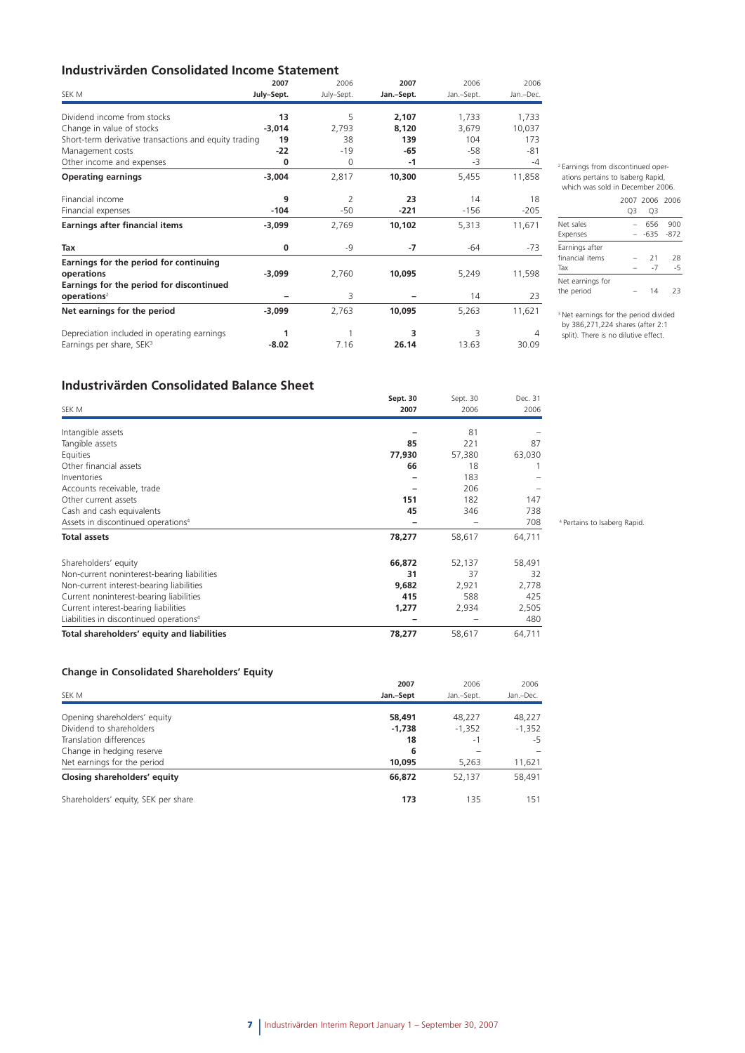## Industrivärden Consolidated Income Statement

| SEK M | 2007 July–Sept. | 2006 July–Sept. | 2007 Jan.–Sept. | 2006 Jan.–Sept. | 2006 Jan.–Dec. |
|---|---|---|---|---|---|
| Dividend income from stocks | **13** | 5 | **2,107** | 1,733 | 1,733 |
| Change in value of stocks | **-3,014** | 2,793 | **8,120** | 3,679 | 10,037 |
| Short-term derivative transactions and equity trading | **19** | 38 | **139** | 104 | 173 |
| Management costs | **-22** | -19 | **-65** | -58 | -81 |
| Other income and expenses | **0** | 0 | **-1** | -3 | -4 |
| **Operating earnings** | **-3,004** | 2,817 | **10,300** | 5,455 | 11,858 |
| Financial income | **9** | 2 | **23** | 14 | 18 |
| Financial expenses | **-104** | -50 | **-221** | -156 | -205 |
| **Earnings after financial items** | **-3,099** | 2,769 | **10,102** | 5,313 | 11,671 |
| **Tax** | **0** | -9 | **-7** | -64 | -73 |
| **Earnings for the period for continuing operations** | **-3,099** | 2,760 | **10,095** | 5,249 | 11,598 |
| **Earnings for the period for discontinued operations**[2] | **–** | 3 | **–** | 14 | 23 |
| **Net earnings for the period** | **-3,099** | 2,763 | **10,095** | 5,263 | 11,621 |
| Depreciation included in operating earnings | **1** | 1 | **3** | 3 | 4 |
| Earnings per share, SEK[3] | **-8.02** | 7.16 | **26.14** | 13.63 | 30.09 |

[2] Earnings from discontinued operations pertains to Isaberg Rapid, which was sold in December 2006.

| | 2007 Q3 | 2006 Q3 | 2006 |
|---|---|---|---|
| Net sales | – | 656 | 900 |
| Expenses | – | -635 | -872 |
| Earnings after financial items | – | 21 | 28 |
| Tax | – | -7 | -5 |
| Net earnings for the period | – | 14 | 23 |

[3] Net earnings for the period divided by 386,271,224 shares (after 2:1 split). There is no dilutive effect.

## Industrivärden Consolidated Balance Sheet

| SEK M | Sept. 30 2007 | Sept. 30 2006 | Dec. 31 2006 |
|---|---|---|---|
| Intangible assets | **–** | 81 | – |
| Tangible assets | **85** | 221 | 87 |
| Equities | **77,930** | 57,380 | 63,030 |
| Other financial assets | **66** | 18 | 1 |
| Inventories | **–** | 183 | – |
| Accounts receivable, trade | **–** | 206 | – |
| Other current assets | **151** | 182 | 147 |
| Cash and cash equivalents | **45** | 346 | 738 |
| Assets in discontinued operations[4] | **–** | – | 708 |
| **Total assets** | **78,277** | 58,617 | 64,711 |
| Shareholders' equity | **66,872** | 52,137 | 58,491 |
| Non-current noninterest-bearing liabilities | **31** | 37 | 32 |
| Non-current interest-bearing liabilities | **9,682** | 2,921 | 2,778 |
| Current noninterest-bearing liabilities | **415** | 588 | 425 |
| Current interest-bearing liabilities | **1,277** | 2,934 | 2,505 |
| Liabilities in discontinued operations[4] | **–** | – | 480 |
| **Total shareholders' equity and liabilities** | **78,277** | 58,617 | 64,711 |

[4] Pertains to Isaberg Rapid.

### Change in Consolidated Shareholders' Equity

| SEK M | 2007 Jan.–Sept | 2006 Jan.–Sept. | 2006 Jan.–Dec. |
|---|---|---|---|
| Opening shareholders' equity | **58,491** | 48,227 | 48,227 |
| Dividend to shareholders | **-1,738** | -1,352 | -1,352 |
| Translation differences | **18** | -1 | -5 |
| Change in hedging reserve | **6** | – | – |
| Net earnings for the period | **10,095** | 5,263 | 11,621 |
| **Closing shareholders' equity** | **66,872** | 52,137 | 58,491 |
| Shareholders' equity, SEK per share | **173** | 135 | 151 |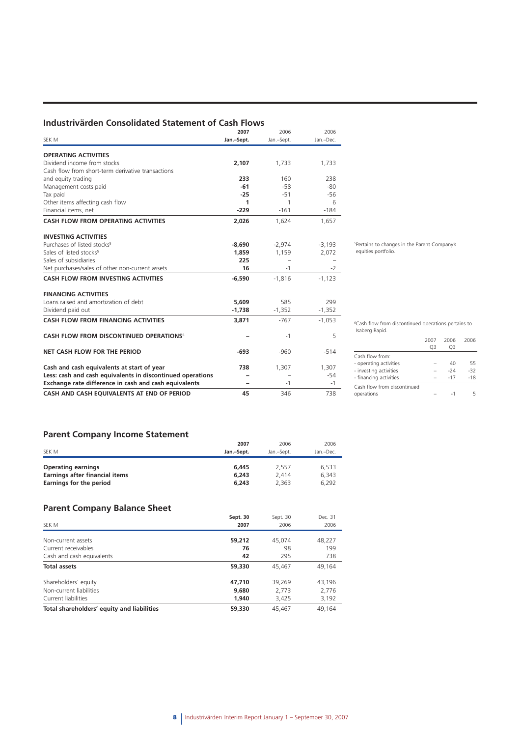## Industrivärden Consolidated Statement of Cash Flows

| SEK M | 2007 Jan.–Sept. | 2006 Jan.–Sept. | 2006 Jan.–Dec. |
|---|---|---|---|
| **OPERATING ACTIVITIES** | | | |
| Dividend income from stocks | **2,107** | 1,733 | 1,733 |
| Cash flow from short-term derivative transactions and equity trading | **233** | 160 | 238 |
| Management costs paid | **-61** | -58 | -80 |
| Tax paid | **-25** | -51 | -56 |
| Other items affecting cash flow | **1** | 1 | 6 |
| Financial items, net | **-229** | -161 | -184 |
| **CASH FLOW FROM OPERATING ACTIVITIES** | **2,026** | 1,624 | 1,657 |
| **INVESTING ACTIVITIES** | | | |
| Purchases of listed stocks[5] | **-8,690** | -2,974 | -3,193 |
| Sales of listed stocks[5] | **1,859** | 1,159 | 2,072 |
| Sales of subsidiaries | **225** | – | – |
| Net purchases/sales of other non-current assets | **16** | -1 | -2 |
| **CASH FLOW FROM INVESTING ACTIVITIES** | **-6,590** | -1,816 | -1,123 |
| **FINANCING ACTIVITIES** | | | |
| Loans raised and amortization of debt | **5,609** | 585 | 299 |
| Dividend paid out | **-1,738** | -1,352 | -1,352 |
| **CASH FLOW FROM FINANCING ACTIVITIES** | **3,871** | -767 | -1,053 |
| **CASH FLOW FROM DISCONTINUED OPERATIONS**[6] | **–** | -1 | 5 |
| **NET CASH FLOW FOR THE PERIOD** | **-693** | -960 | -514 |
| **Cash and cash equivalents at start of year** | **738** | 1,307 | 1,307 |
| **Less: cash and cash equivalents in discontinued operations** | **–** | – | -54 |
| **Exchange rate difference in cash and cash equivalents** | **–** | -1 | -1 |
| **CASH AND CASH EQUIVALENTS AT END OF PERIOD** | **45** | 346 | 738 |

[5]Pertains to changes in the Parent Company's equities portfolio.

[6]Cash flow from discontinued operations pertains to Isaberg Rapid.

| | 2007 Q3 | 2006 Q3 | 2006 |
|---|---|---|---|
| Cash flow from: | | | |
| - operating activities | – | 40 | 55 |
| - investing activities | – | -24 | -32 |
| - financing activities | – | -17 | -18 |
| Cash flow from discontinued operations | – | -1 | 5 |

## Parent Company Income Statement

| SEK M | 2007 Jan.–Sept. | 2006 Jan.–Sept. | 2006 Jan.–Dec. |
|---|---|---|---|
| **Operating earnings** | **6,445** | 2,557 | 6,533 |
| **Earnings after financial items** | **6,243** | 2,414 | 6,343 |
| **Earnings for the period** | **6,243** | 2,363 | 6,292 |

## Parent Company Balance Sheet

| SEK M | Sept. 30 2007 | Sept. 30 2006 | Dec. 31 2006 |
|---|---|---|---|
| Non-current assets | **59,212** | 45,074 | 48,227 |
| Current receivables | **76** | 98 | 199 |
| Cash and cash equivalents | **42** | 295 | 738 |
| **Total assets** | **59,330** | 45,467 | 49,164 |
| Shareholders' equity | **47,710** | 39,269 | 43,196 |
| Non-current liabilities | **9,680** | 2,773 | 2,776 |
| Current liabilities | **1,940** | 3,425 | 3,192 |
| **Total shareholders' equity and liabilities** | **59,330** | 45,467 | 49,164 |